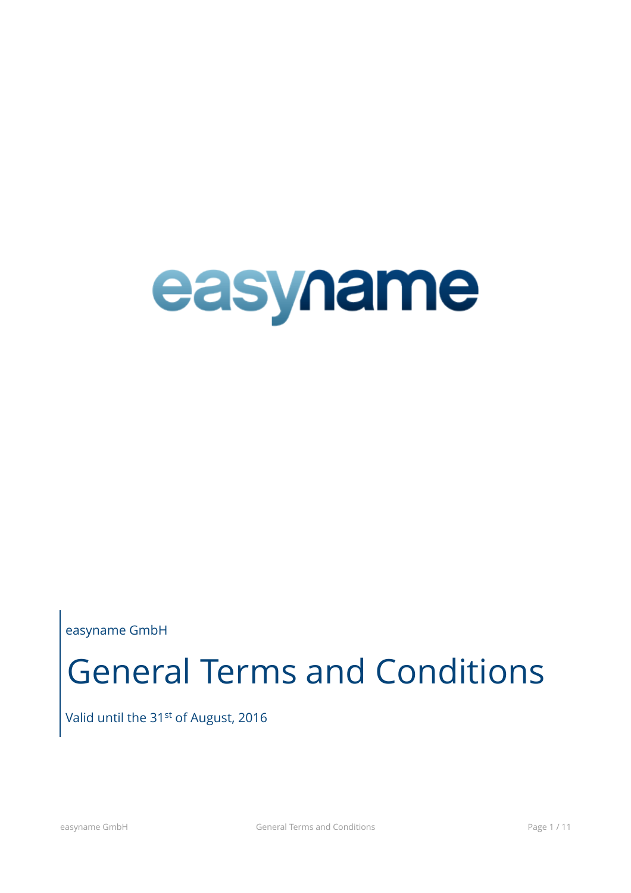easyname

easyname GmbH

# General Terms and Conditions

Valid until the 31st of August, 2016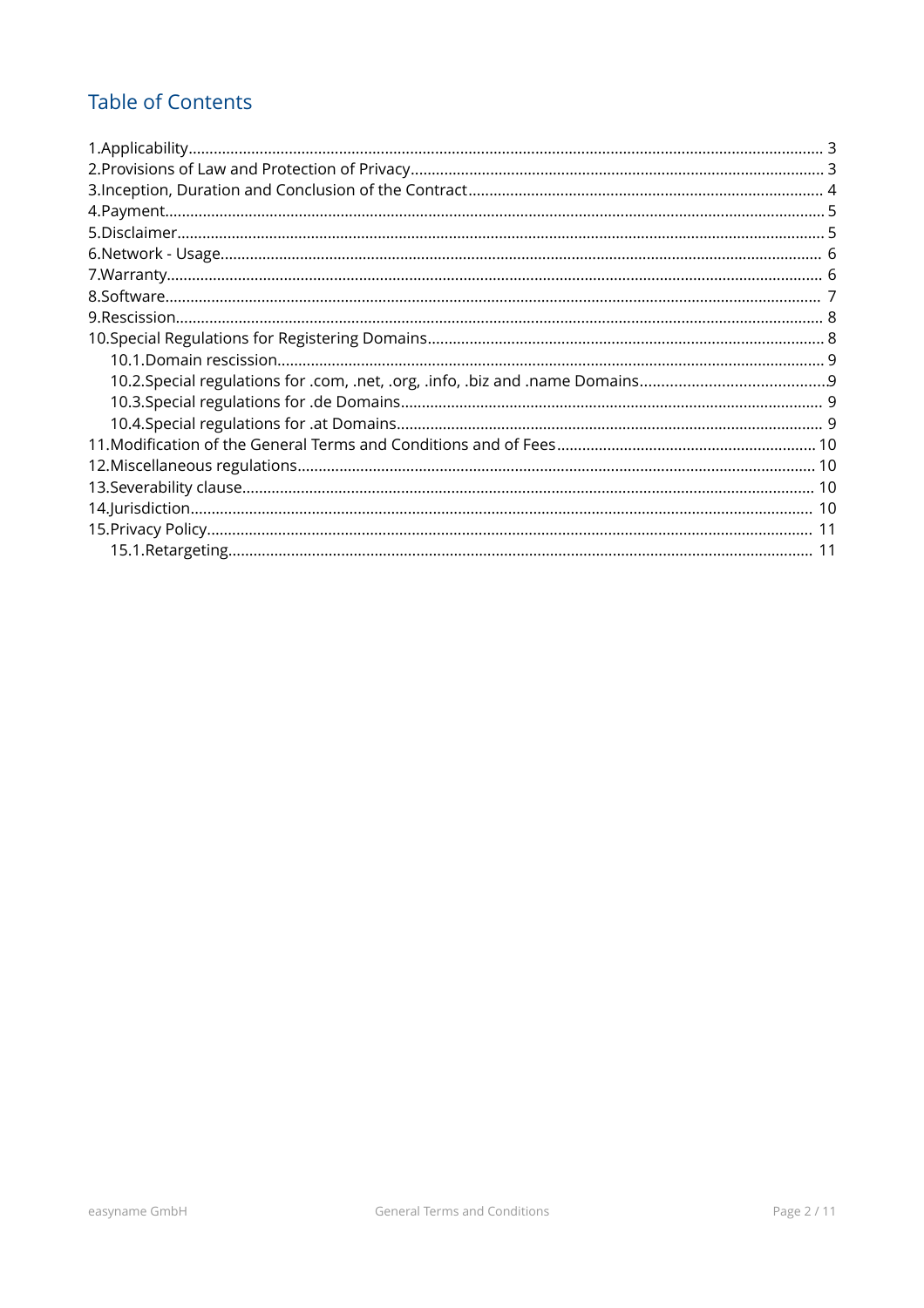## Table of Contents

1.Applicability ... 3
2.Provisions of Law and Protection of Privacy ... 3
3.Inception, Duration and Conclusion of the Contract ... 4
4.Payment ... 5
5.Disclaimer ... 5
6.Network - Usage ... 6
7.Warranty ... 6
8.Software ... 7
9.Rescission ... 8
10.Special Regulations for Registering Domains ... 8
  10.1.Domain rescission ... 9
  10.2.Special regulations for .com, .net, .org, .info, .biz and .name Domains ... 9
  10.3.Special regulations for .de Domains ... 9
  10.4.Special regulations for .at Domains ... 9
11.Modification of the General Terms and Conditions and of Fees ... 10
12.Miscellaneous regulations ... 10
13.Severability clause ... 10
14.Jurisdiction ... 10
15.Privacy Policy ... 11
  15.1.Retargeting ... 11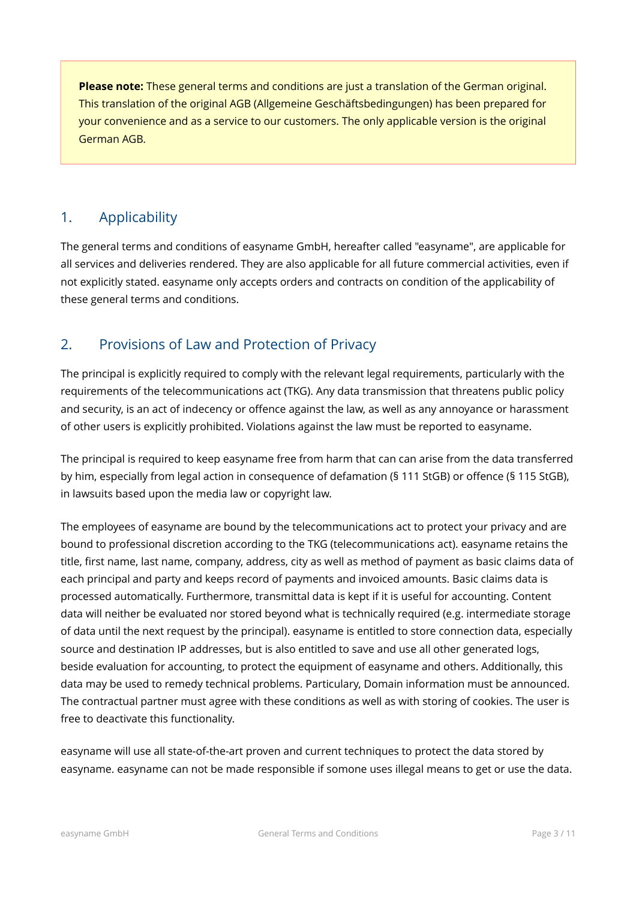**Please note:** These general terms and conditions are just a translation of the German original. This translation of the original AGB (Allgemeine Geschäftsbedingungen) has been prepared for your convenience and as a service to our customers. The only applicable version is the original German AGB.

## 1. Applicability

The general terms and conditions of easyname GmbH, hereafter called "easyname", are applicable for all services and deliveries rendered. They are also applicable for all future commercial activities, even if not explicitly stated. easyname only accepts orders and contracts on condition of the applicability of these general terms and conditions.

## 2. Provisions of Law and Protection of Privacy

The principal is explicitly required to comply with the relevant legal requirements, particularly with the requirements of the telecommunications act (TKG). Any data transmission that threatens public policy and security, is an act of indecency or offence against the law, as well as any annoyance or harassment of other users is explicitly prohibited. Violations against the law must be reported to easyname.

The principal is required to keep easyname free from harm that can can arise from the data transferred by him, especially from legal action in consequence of defamation (§ 111 StGB) or offence (§ 115 StGB), in lawsuits based upon the media law or copyright law.

The employees of easyname are bound by the telecommunications act to protect your privacy and are bound to professional discretion according to the TKG (telecommunications act). easyname retains the title, first name, last name, company, address, city as well as method of payment as basic claims data of each principal and party and keeps record of payments and invoiced amounts. Basic claims data is processed automatically. Furthermore, transmittal data is kept if it is useful for accounting. Content data will neither be evaluated nor stored beyond what is technically required (e.g. intermediate storage of data until the next request by the principal). easyname is entitled to store connection data, especially source and destination IP addresses, but is also entitled to save and use all other generated logs, beside evaluation for accounting, to protect the equipment of easyname and others. Additionally, this data may be used to remedy technical problems. Particulary, Domain information must be announced. The contractual partner must agree with these conditions as well as with storing of cookies. The user is free to deactivate this functionality.

easyname will use all state-of-the-art proven and current techniques to protect the data stored by easyname. easyname can not be made responsible if somone uses illegal means to get or use the data.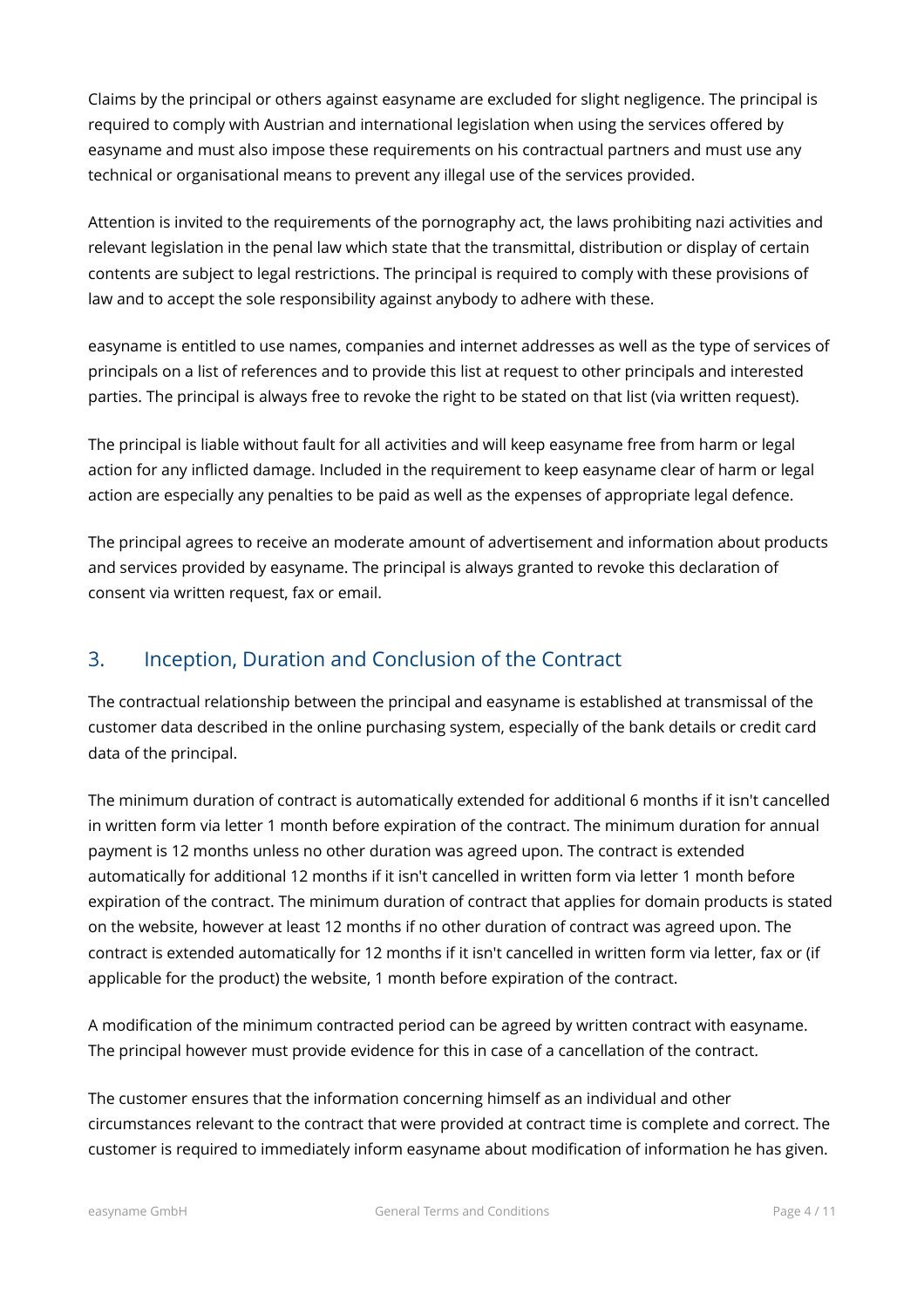Claims by the principal or others against easyname are excluded for slight negligence. The principal is required to comply with Austrian and international legislation when using the services offered by easyname and must also impose these requirements on his contractual partners and must use any technical or organisational means to prevent any illegal use of the services provided.

Attention is invited to the requirements of the pornography act, the laws prohibiting nazi activities and relevant legislation in the penal law which state that the transmittal, distribution or display of certain contents are subject to legal restrictions. The principal is required to comply with these provisions of law and to accept the sole responsibility against anybody to adhere with these.

easyname is entitled to use names, companies and internet addresses as well as the type of services of principals on a list of references and to provide this list at request to other principals and interested parties. The principal is always free to revoke the right to be stated on that list (via written request).

The principal is liable without fault for all activities and will keep easyname free from harm or legal action for any inflicted damage. Included in the requirement to keep easyname clear of harm or legal action are especially any penalties to be paid as well as the expenses of appropriate legal defence.

The principal agrees to receive an moderate amount of advertisement and information about products and services provided by easyname. The principal is always granted to revoke this declaration of consent via written request, fax or email.

## 3. Inception, Duration and Conclusion of the Contract

The contractual relationship between the principal and easyname is established at transmissal of the customer data described in the online purchasing system, especially of the bank details or credit card data of the principal.

The minimum duration of contract is automatically extended for additional 6 months if it isn't cancelled in written form via letter 1 month before expiration of the contract. The minimum duration for annual payment is 12 months unless no other duration was agreed upon. The contract is extended automatically for additional 12 months if it isn't cancelled in written form via letter 1 month before expiration of the contract. The minimum duration of contract that applies for domain products is stated on the website, however at least 12 months if no other duration of contract was agreed upon. The contract is extended automatically for 12 months if it isn't cancelled in written form via letter, fax or (if applicable for the product) the website, 1 month before expiration of the contract.

A modification of the minimum contracted period can be agreed by written contract with easyname. The principal however must provide evidence for this in case of a cancellation of the contract.

The customer ensures that the information concerning himself as an individual and other circumstances relevant to the contract that were provided at contract time is complete and correct. The customer is required to immediately inform easyname about modification of information he has given.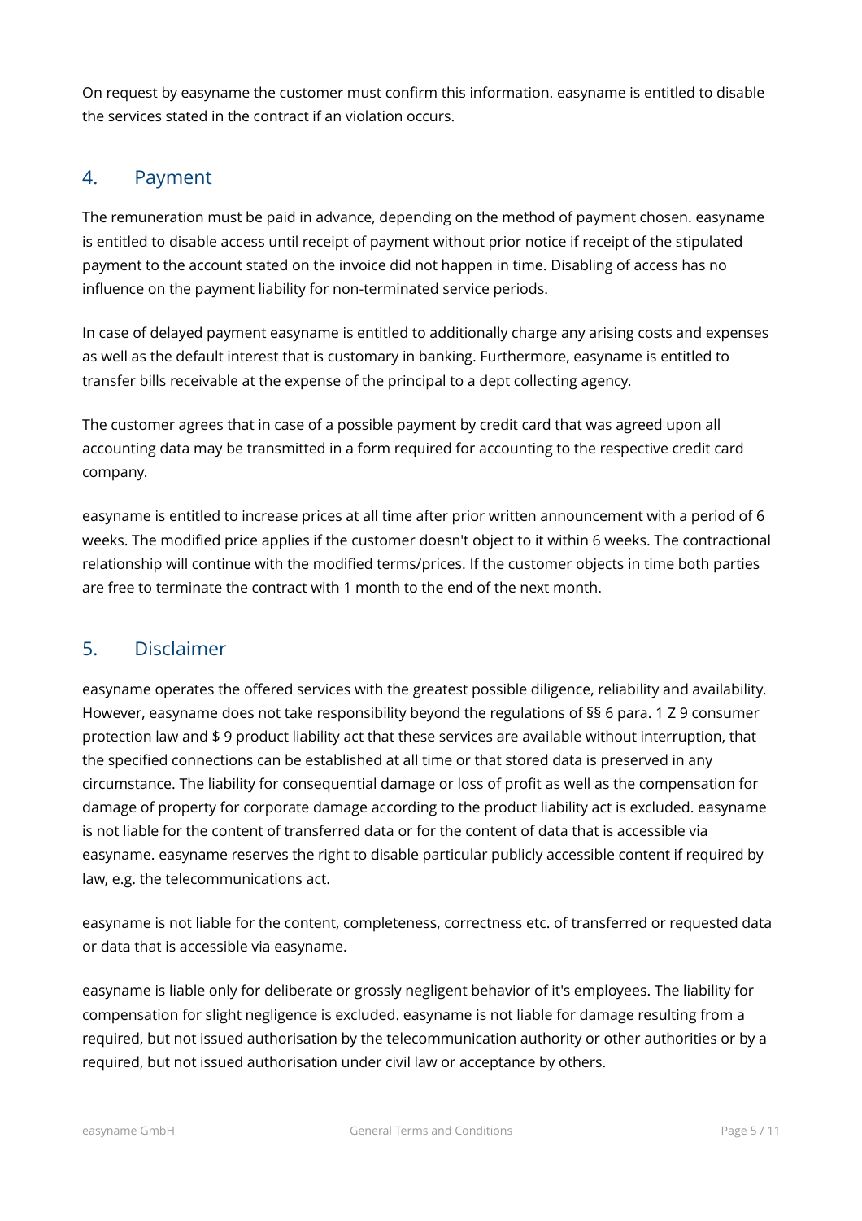On request by easyname the customer must confirm this information. easyname is entitled to disable the services stated in the contract if an violation occurs.

## 4. Payment

The remuneration must be paid in advance, depending on the method of payment chosen. easyname is entitled to disable access until receipt of payment without prior notice if receipt of the stipulated payment to the account stated on the invoice did not happen in time. Disabling of access has no influence on the payment liability for non-terminated service periods.

In case of delayed payment easyname is entitled to additionally charge any arising costs and expenses as well as the default interest that is customary in banking. Furthermore, easyname is entitled to transfer bills receivable at the expense of the principal to a dept collecting agency.

The customer agrees that in case of a possible payment by credit card that was agreed upon all accounting data may be transmitted in a form required for accounting to the respective credit card company.

easyname is entitled to increase prices at all time after prior written announcement with a period of 6 weeks. The modified price applies if the customer doesn't object to it within 6 weeks. The contractional relationship will continue with the modified terms/prices. If the customer objects in time both parties are free to terminate the contract with 1 month to the end of the next month.

## 5. Disclaimer

easyname operates the offered services with the greatest possible diligence, reliability and availability. However, easyname does not take responsibility beyond the regulations of §§ 6 para. 1 Z 9 consumer protection law and $ 9 product liability act that these services are available without interruption, that the specified connections can be established at all time or that stored data is preserved in any circumstance. The liability for consequential damage or loss of profit as well as the compensation for damage of property for corporate damage according to the product liability act is excluded. easyname is not liable for the content of transferred data or for the content of data that is accessible via easyname. easyname reserves the right to disable particular publicly accessible content if required by law, e.g. the telecommunications act.

easyname is not liable for the content, completeness, correctness etc. of transferred or requested data or data that is accessible via easyname.

easyname is liable only for deliberate or grossly negligent behavior of it's employees. The liability for compensation for slight negligence is excluded. easyname is not liable for damage resulting from a required, but not issued authorisation by the telecommunication authority or other authorities or by a required, but not issued authorisation under civil law or acceptance by others.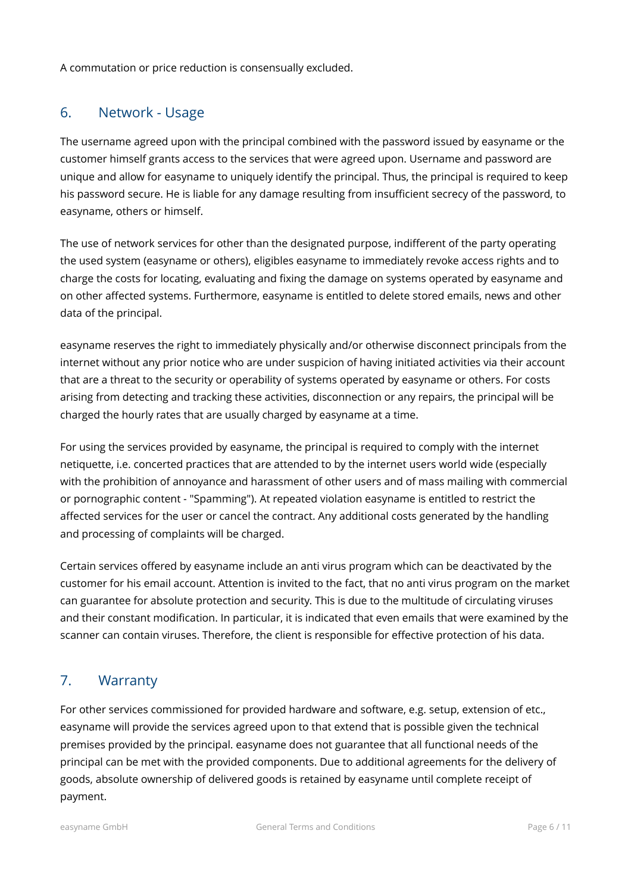A commutation or price reduction is consensually excluded.

## 6. Network - Usage

The username agreed upon with the principal combined with the password issued by easyname or the customer himself grants access to the services that were agreed upon. Username and password are unique and allow for easyname to uniquely identify the principal. Thus, the principal is required to keep his password secure. He is liable for any damage resulting from insufficient secrecy of the password, to easyname, others or himself.

The use of network services for other than the designated purpose, indifferent of the party operating the used system (easyname or others), eligibles easyname to immediately revoke access rights and to charge the costs for locating, evaluating and fixing the damage on systems operated by easyname and on other affected systems. Furthermore, easyname is entitled to delete stored emails, news and other data of the principal.

easyname reserves the right to immediately physically and/or otherwise disconnect principals from the internet without any prior notice who are under suspicion of having initiated activities via their account that are a threat to the security or operability of systems operated by easyname or others. For costs arising from detecting and tracking these activities, disconnection or any repairs, the principal will be charged the hourly rates that are usually charged by easyname at a time.

For using the services provided by easyname, the principal is required to comply with the internet netiquette, i.e. concerted practices that are attended to by the internet users world wide (especially with the prohibition of annoyance and harassment of other users and of mass mailing with commercial or pornographic content - "Spamming"). At repeated violation easyname is entitled to restrict the affected services for the user or cancel the contract. Any additional costs generated by the handling and processing of complaints will be charged.

Certain services offered by easyname include an anti virus program which can be deactivated by the customer for his email account. Attention is invited to the fact, that no anti virus program on the market can guarantee for absolute protection and security. This is due to the multitude of circulating viruses and their constant modification. In particular, it is indicated that even emails that were examined by the scanner can contain viruses. Therefore, the client is responsible for effective protection of his data.

## 7. Warranty

For other services commissioned for provided hardware and software, e.g. setup, extension of etc., easyname will provide the services agreed upon to that extend that is possible given the technical premises provided by the principal. easyname does not guarantee that all functional needs of the principal can be met with the provided components. Due to additional agreements for the delivery of goods, absolute ownership of delivered goods is retained by easyname until complete receipt of payment.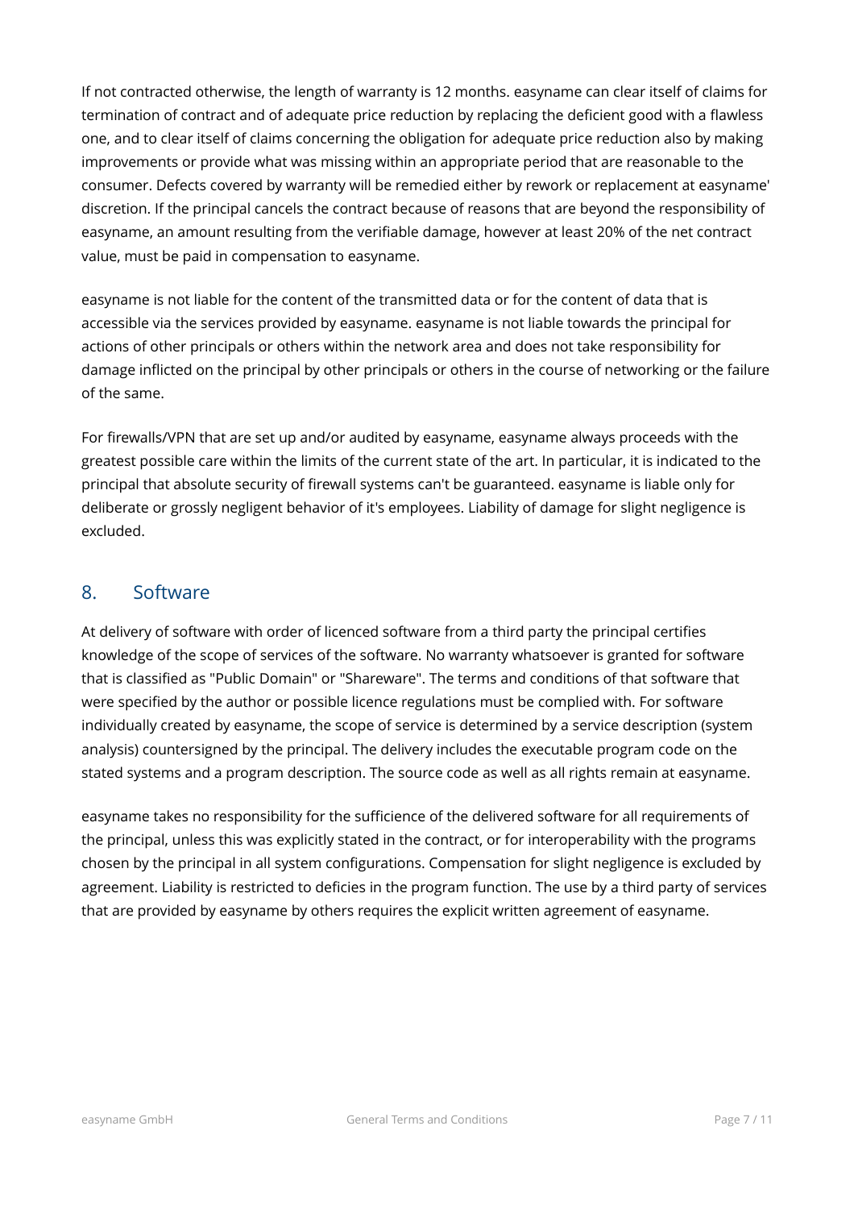If not contracted otherwise, the length of warranty is 12 months. easyname can clear itself of claims for termination of contract and of adequate price reduction by replacing the deficient good with a flawless one, and to clear itself of claims concerning the obligation for adequate price reduction also by making improvements or provide what was missing within an appropriate period that are reasonable to the consumer. Defects covered by warranty will be remedied either by rework or replacement at easyname' discretion. If the principal cancels the contract because of reasons that are beyond the responsibility of easyname, an amount resulting from the verifiable damage, however at least 20% of the net contract value, must be paid in compensation to easyname.

easyname is not liable for the content of the transmitted data or for the content of data that is accessible via the services provided by easyname. easyname is not liable towards the principal for actions of other principals or others within the network area and does not take responsibility for damage inflicted on the principal by other principals or others in the course of networking or the failure of the same.

For firewalls/VPN that are set up and/or audited by easyname, easyname always proceeds with the greatest possible care within the limits of the current state of the art. In particular, it is indicated to the principal that absolute security of firewall systems can't be guaranteed. easyname is liable only for deliberate or grossly negligent behavior of it's employees. Liability of damage for slight negligence is excluded.

## 8. Software

At delivery of software with order of licenced software from a third party the principal certifies knowledge of the scope of services of the software. No warranty whatsoever is granted for software that is classified as "Public Domain" or "Shareware". The terms and conditions of that software that were specified by the author or possible licence regulations must be complied with. For software individually created by easyname, the scope of service is determined by a service description (system analysis) countersigned by the principal. The delivery includes the executable program code on the stated systems and a program description. The source code as well as all rights remain at easyname.

easyname takes no responsibility for the sufficience of the delivered software for all requirements of the principal, unless this was explicitly stated in the contract, or for interoperability with the programs chosen by the principal in all system configurations. Compensation for slight negligence is excluded by agreement. Liability is restricted to deficies in the program function. The use by a third party of services that are provided by easyname by others requires the explicit written agreement of easyname.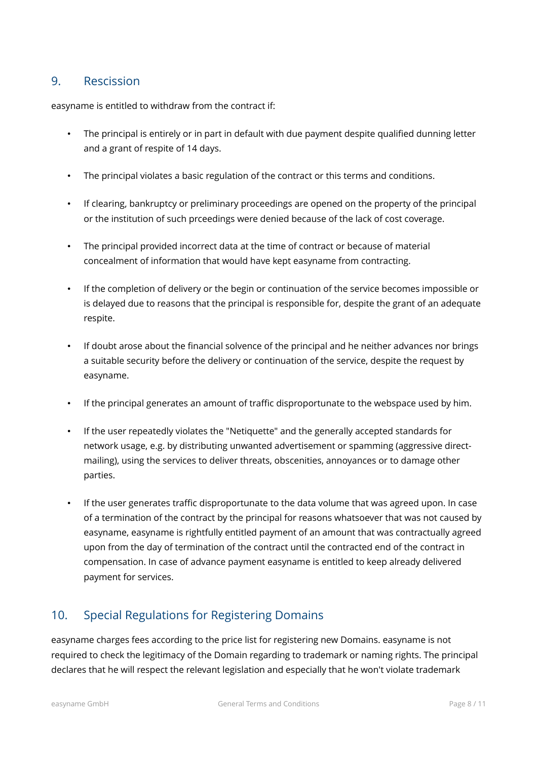## 9. Rescission

easyname is entitled to withdraw from the contract if:

- The principal is entirely or in part in default with due payment despite qualified dunning letter and a grant of respite of 14 days.
- The principal violates a basic regulation of the contract or this terms and conditions.
- If clearing, bankruptcy or preliminary proceedings are opened on the property of the principal or the institution of such prceedings were denied because of the lack of cost coverage.
- The principal provided incorrect data at the time of contract or because of material concealment of information that would have kept easyname from contracting.
- If the completion of delivery or the begin or continuation of the service becomes impossible or is delayed due to reasons that the principal is responsible for, despite the grant of an adequate respite.
- If doubt arose about the financial solvence of the principal and he neither advances nor brings a suitable security before the delivery or continuation of the service, despite the request by easyname.
- If the principal generates an amount of traffic disproportunate to the webspace used by him.
- If the user repeatedly violates the "Netiquette" and the generally accepted standards for network usage, e.g. by distributing unwanted advertisement or spamming (aggressive direct-mailing), using the services to deliver threats, obscenities, annoyances or to damage other parties.
- If the user generates traffic disproportunate to the data volume that was agreed upon. In case of a termination of the contract by the principal for reasons whatsoever that was not caused by easyname, easyname is rightfully entitled payment of an amount that was contractually agreed upon from the day of termination of the contract until the contracted end of the contract in compensation. In case of advance payment easyname is entitled to keep already delivered payment for services.

## 10. Special Regulations for Registering Domains

easyname charges fees according to the price list for registering new Domains. easyname is not required to check the legitimacy of the Domain regarding to trademark or naming rights. The principal declares that he will respect the relevant legislation and especially that he won't violate trademark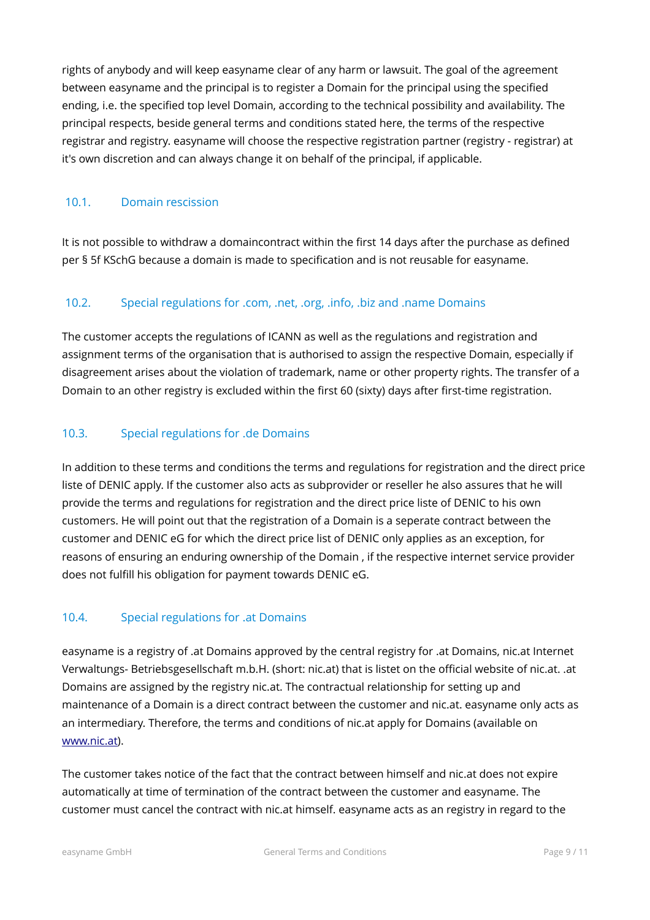rights of anybody and will keep easyname clear of any harm or lawsuit. The goal of the agreement between easyname and the principal is to register a Domain for the principal using the specified ending, i.e. the specified top level Domain, according to the technical possibility and availability. The principal respects, beside general terms and conditions stated here, the terms of the respective registrar and registry. easyname will choose the respective registration partner (registry - registrar) at it's own discretion and can always change it on behalf of the principal, if applicable.

### 10.1. Domain rescission

It is not possible to withdraw a domaincontract within the first 14 days after the purchase as defined per § 5f KSchG because a domain is made to specification and is not reusable for easyname.

### 10.2. Special regulations for .com, .net, .org, .info, .biz and .name Domains

The customer accepts the regulations of ICANN as well as the regulations and registration and assignment terms of the organisation that is authorised to assign the respective Domain, especially if disagreement arises about the violation of trademark, name or other property rights. The transfer of a Domain to an other registry is excluded within the first 60 (sixty) days after first-time registration.

### 10.3. Special regulations for .de Domains

In addition to these terms and conditions the terms and regulations for registration and the direct price liste of DENIC apply. If the customer also acts as subprovider or reseller he also assures that he will provide the terms and regulations for registration and the direct price liste of DENIC to his own customers. He will point out that the registration of a Domain is a seperate contract between the customer and DENIC eG for which the direct price list of DENIC only applies as an exception, for reasons of ensuring an enduring ownership of the Domain , if the respective internet service provider does not fulfill his obligation for payment towards DENIC eG.

### 10.4. Special regulations for .at Domains

easyname is a registry of .at Domains approved by the central registry for .at Domains, nic.at Internet Verwaltungs- Betriebsgesellschaft m.b.H. (short: nic.at) that is listet on the official website of nic.at. .at Domains are assigned by the registry nic.at. The contractual relationship for setting up and maintenance of a Domain is a direct contract between the customer and nic.at. easyname only acts as an intermediary. Therefore, the terms and conditions of nic.at apply for Domains (available on [www.nic.at](http://www.nic.at)).

The customer takes notice of the fact that the contract between himself and nic.at does not expire automatically at time of termination of the contract between the customer and easyname. The customer must cancel the contract with nic.at himself. easyname acts as an registry in regard to the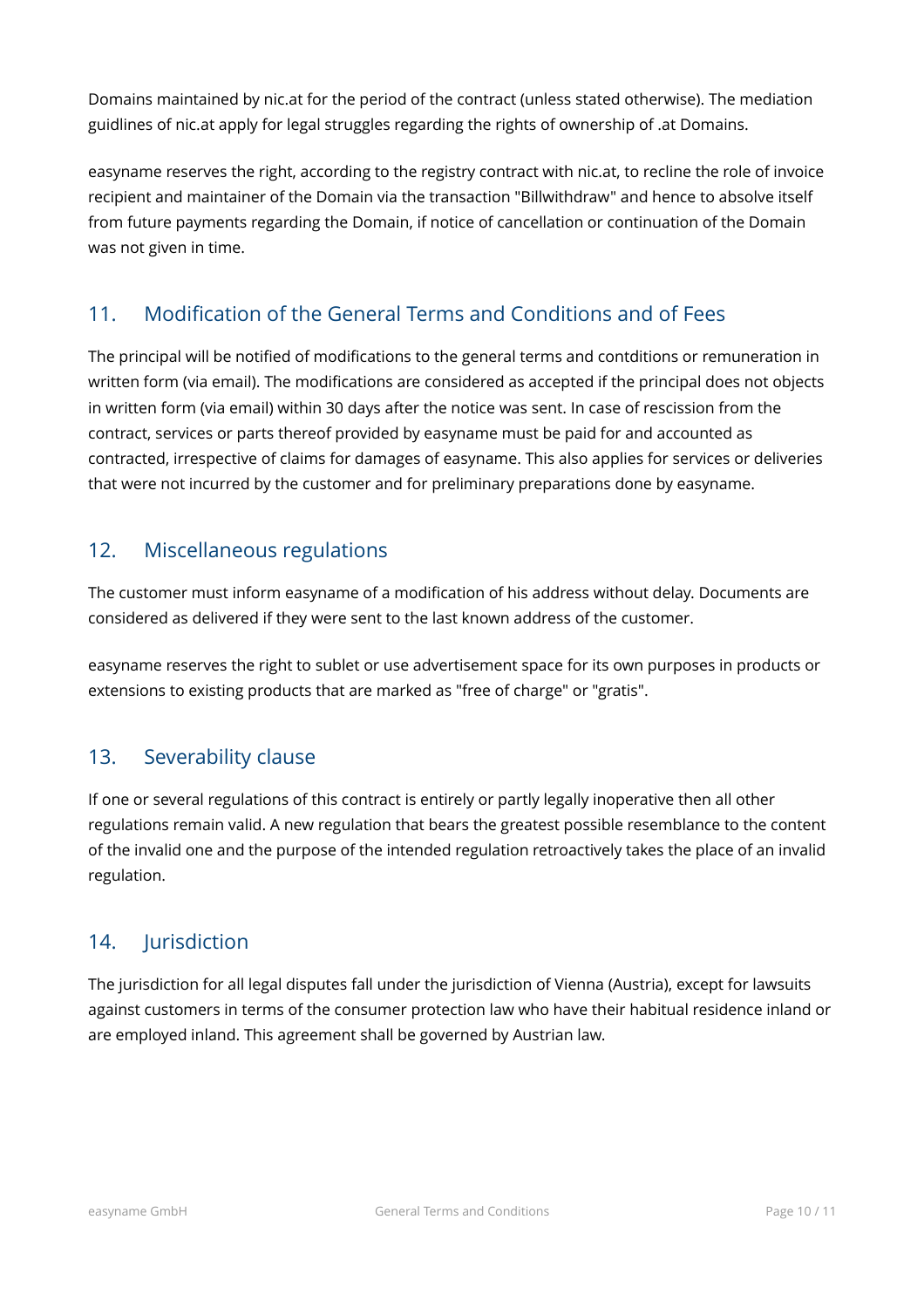Domains maintained by nic.at for the period of the contract (unless stated otherwise). The mediation guidlines of nic.at apply for legal struggles regarding the rights of ownership of .at Domains.

easyname reserves the right, according to the registry contract with nic.at, to recline the role of invoice recipient and maintainer of the Domain via the transaction "Billwithdraw" and hence to absolve itself from future payments regarding the Domain, if notice of cancellation or continuation of the Domain was not given in time.

## 11. Modification of the General Terms and Conditions and of Fees

The principal will be notified of modifications to the general terms and contditions or remuneration in written form (via email). The modifications are considered as accepted if the principal does not objects in written form (via email) within 30 days after the notice was sent. In case of rescission from the contract, services or parts thereof provided by easyname must be paid for and accounted as contracted, irrespective of claims for damages of easyname. This also applies for services or deliveries that were not incurred by the customer and for preliminary preparations done by easyname.

## 12. Miscellaneous regulations

The customer must inform easyname of a modification of his address without delay. Documents are considered as delivered if they were sent to the last known address of the customer.

easyname reserves the right to sublet or use advertisement space for its own purposes in products or extensions to existing products that are marked as "free of charge" or "gratis".

## 13. Severability clause

If one or several regulations of this contract is entirely or partly legally inoperative then all other regulations remain valid. A new regulation that bears the greatest possible resemblance to the content of the invalid one and the purpose of the intended regulation retroactively takes the place of an invalid regulation.

## 14. Jurisdiction

The jurisdiction for all legal disputes fall under the jurisdiction of Vienna (Austria), except for lawsuits against customers in terms of the consumer protection law who have their habitual residence inland or are employed inland. This agreement shall be governed by Austrian law.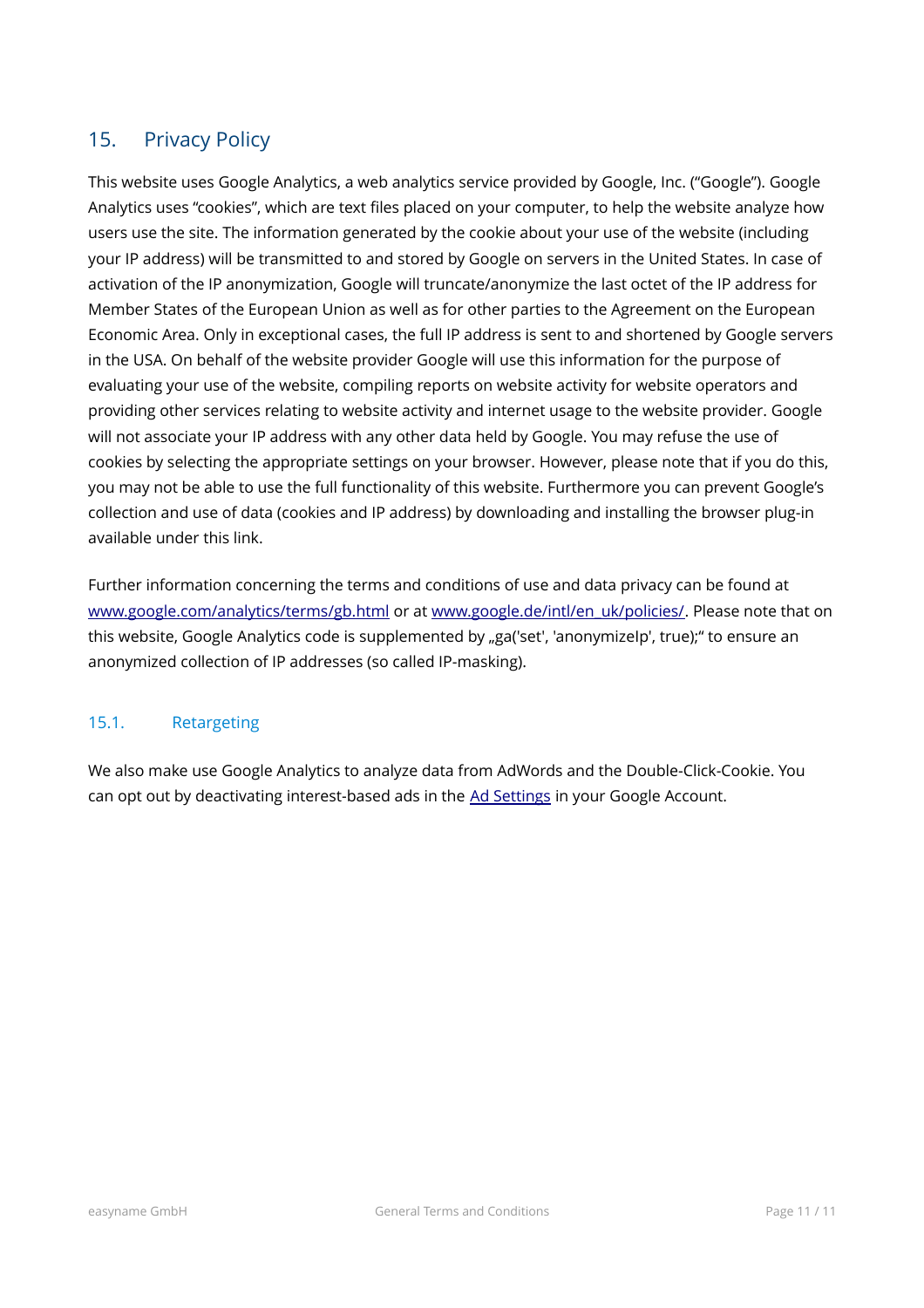## 15. Privacy Policy

This website uses Google Analytics, a web analytics service provided by Google, Inc. ("Google"). Google Analytics uses "cookies", which are text files placed on your computer, to help the website analyze how users use the site. The information generated by the cookie about your use of the website (including your IP address) will be transmitted to and stored by Google on servers in the United States. In case of activation of the IP anonymization, Google will truncate/anonymize the last octet of the IP address for Member States of the European Union as well as for other parties to the Agreement on the European Economic Area. Only in exceptional cases, the full IP address is sent to and shortened by Google servers in the USA. On behalf of the website provider Google will use this information for the purpose of evaluating your use of the website, compiling reports on website activity for website operators and providing other services relating to website activity and internet usage to the website provider. Google will not associate your IP address with any other data held by Google. You may refuse the use of cookies by selecting the appropriate settings on your browser. However, please note that if you do this, you may not be able to use the full functionality of this website. Furthermore you can prevent Google's collection and use of data (cookies and IP address) by downloading and installing the browser plug-in available under this link.

Further information concerning the terms and conditions of use and data privacy can be found at [www.google.com/analytics/terms/gb.html](http://www.google.com/analytics/terms/gb.html) or at [www.google.de/intl/en_uk/policies/](http://www.google.de/intl/en_uk/policies/). Please note that on this website, Google Analytics code is supplemented by „ga('set', 'anonymizeIp', true);" to ensure an anonymized collection of IP addresses (so called IP-masking).

### 15.1. Retargeting

We also make use Google Analytics to analyze data from AdWords and the Double-Click-Cookie. You can opt out by deactivating interest-based ads in the Ad Settings in your Google Account.